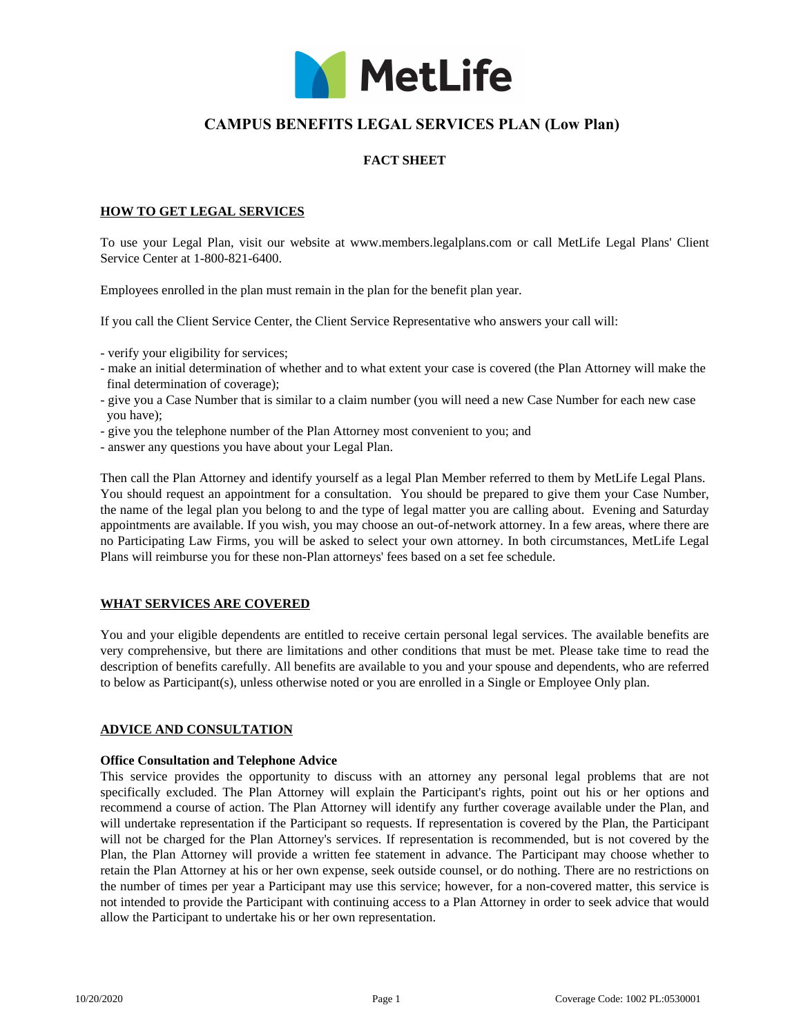# CAMPUS BENEFITS LEGAL SERVICES PLAN (Low Plan)

## FACT SHEET

### HOW TO GET LEGAL SERVICES

To use your Legal Plan, visit our website at www.members.legalplans.com or call MetLife Legal Plans' Client Service Center at 1-800-821-6400.

Employees enrolled in the plan must remain in the plan for the benefit plan year.

If you call the Client Service Center, the Client Service Representative who answers your call will:

- verify your eligibility for services;
- make an initial determination of whether and to what extent your case is covered (the Plan Attorney will make the final determination of coverage);
- give you a Case Number that is similar to a claim number (you will need a new Case Number for each new case you have);
- give you the telephone number of the Plan Attorney most convenient to you; and
- answer any questions you have about your Legal Plan.

Then call the Plan Attorney and identify yourself as a legal Plan Member referred to them by MetLife Legal Plans. You should request an appointment for a consultation. You should be prepared to give them your Case Number, the name of the legal plan you belong to and the type of legal matter you are calling about. Evening and Saturday appointments are available. If you wish, you may choose an out-of-network attorney. In a few areas, where there are no Participating Law Firms, you will be asked to select your own attorney. In both circumstances, MetLife Legal Plans will reimburse you for these non-Plan attorneys' fees based on a set fee schedule.

### WHAT SERVICES ARE COVERED

You and your eligible dependents are entitled to receive certain personal legal services. The available benefits are very comprehensive, but there are limitations and other conditions that must be met. Please take time to read the description of benefits carefully. All benefits are available to you and your spouse and dependents, who are referred to below as Participant(s), unless otherwise noted or you are enrolled in a Single or Employee Only plan.

### ADVICE AND CONSULTATION

**Office Consultation and Telephone Advice**
This service provides the opportunity to discuss with an attorney any personal legal problems that are not specifically excluded. The Plan Attorney will explain the Participant's rights, point out his or her options and recommend a course of action. The Plan Attorney will identify any further coverage available under the Plan, and will undertake representation if the Participant so requests. If representation is covered by the Plan, the Participant will not be charged for the Plan Attorney's services. If representation is recommended, but is not covered by the Plan, the Plan Attorney will provide a written fee statement in advance. The Participant may choose whether to retain the Plan Attorney at his or her own expense, seek outside counsel, or do nothing. There are no restrictions on the number of times per year a Participant may use this service; however, for a non-covered matter, this service is not intended to provide the Participant with continuing access to a Plan Attorney in order to seek advice that would allow the Participant to undertake his or her own representation.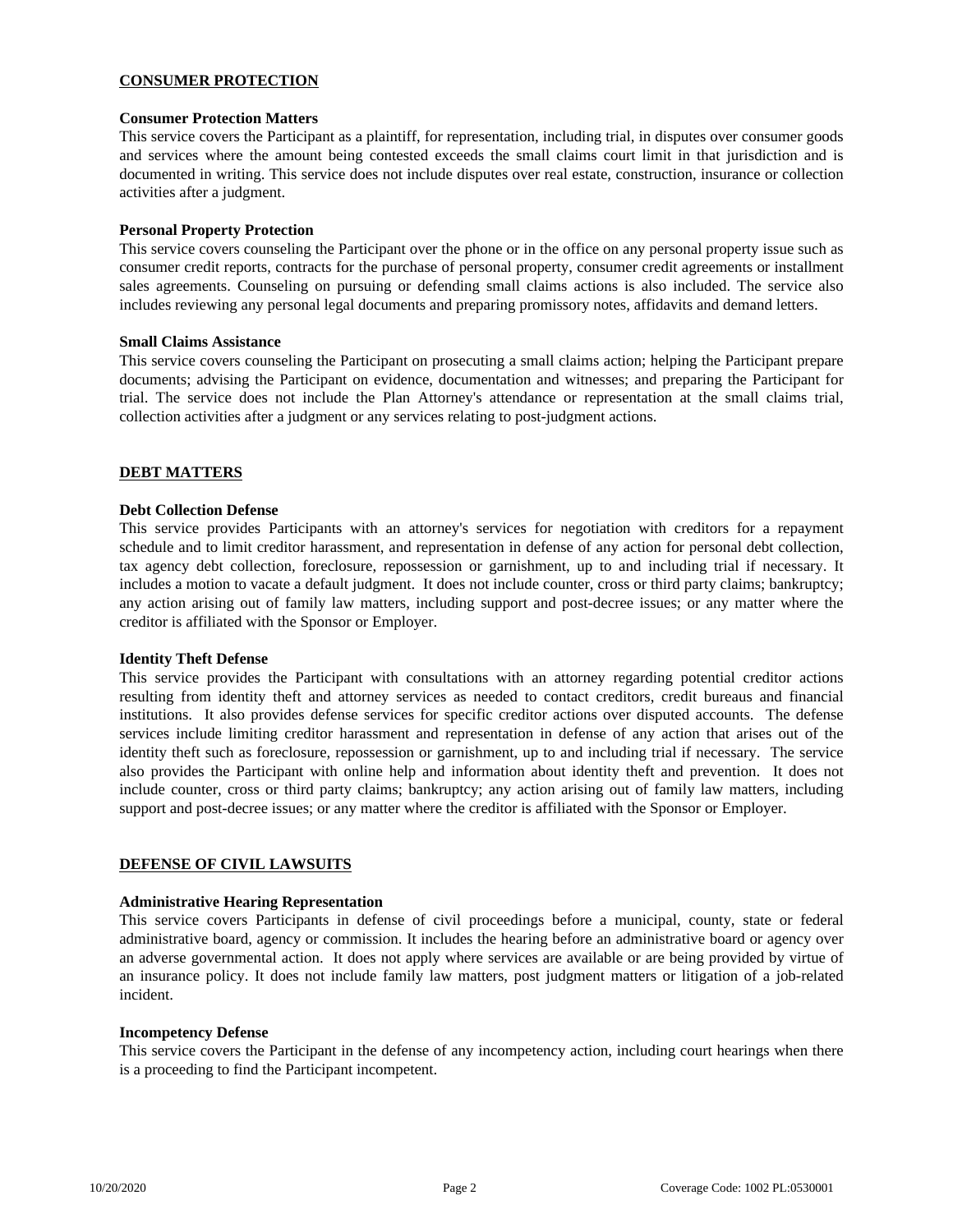## CONSUMER PROTECTION

### Consumer Protection Matters

This service covers the Participant as a plaintiff, for representation, including trial, in disputes over consumer goods and services where the amount being contested exceeds the small claims court limit in that jurisdiction and is documented in writing. This service does not include disputes over real estate, construction, insurance or collection activities after a judgment.

### Personal Property Protection

This service covers counseling the Participant over the phone or in the office on any personal property issue such as consumer credit reports, contracts for the purchase of personal property, consumer credit agreements or installment sales agreements. Counseling on pursuing or defending small claims actions is also included. The service also includes reviewing any personal legal documents and preparing promissory notes, affidavits and demand letters.

### Small Claims Assistance

This service covers counseling the Participant on prosecuting a small claims action; helping the Participant prepare documents; advising the Participant on evidence, documentation and witnesses; and preparing the Participant for trial. The service does not include the Plan Attorney's attendance or representation at the small claims trial, collection activities after a judgment or any services relating to post-judgment actions.

## DEBT MATTERS

### Debt Collection Defense

This service provides Participants with an attorney's services for negotiation with creditors for a repayment schedule and to limit creditor harassment, and representation in defense of any action for personal debt collection, tax agency debt collection, foreclosure, repossession or garnishment, up to and including trial if necessary. It includes a motion to vacate a default judgment. It does not include counter, cross or third party claims; bankruptcy; any action arising out of family law matters, including support and post-decree issues; or any matter where the creditor is affiliated with the Sponsor or Employer.

### Identity Theft Defense

This service provides the Participant with consultations with an attorney regarding potential creditor actions resulting from identity theft and attorney services as needed to contact creditors, credit bureaus and financial institutions. It also provides defense services for specific creditor actions over disputed accounts. The defense services include limiting creditor harassment and representation in defense of any action that arises out of the identity theft such as foreclosure, repossession or garnishment, up to and including trial if necessary. The service also provides the Participant with online help and information about identity theft and prevention. It does not include counter, cross or third party claims; bankruptcy; any action arising out of family law matters, including support and post-decree issues; or any matter where the creditor is affiliated with the Sponsor or Employer.

## DEFENSE OF CIVIL LAWSUITS

### Administrative Hearing Representation

This service covers Participants in defense of civil proceedings before a municipal, county, state or federal administrative board, agency or commission. It includes the hearing before an administrative board or agency over an adverse governmental action. It does not apply where services are available or are being provided by virtue of an insurance policy. It does not include family law matters, post judgment matters or litigation of a job-related incident.

### Incompetency Defense

This service covers the Participant in the defense of any incompetency action, including court hearings when there is a proceeding to find the Participant incompetent.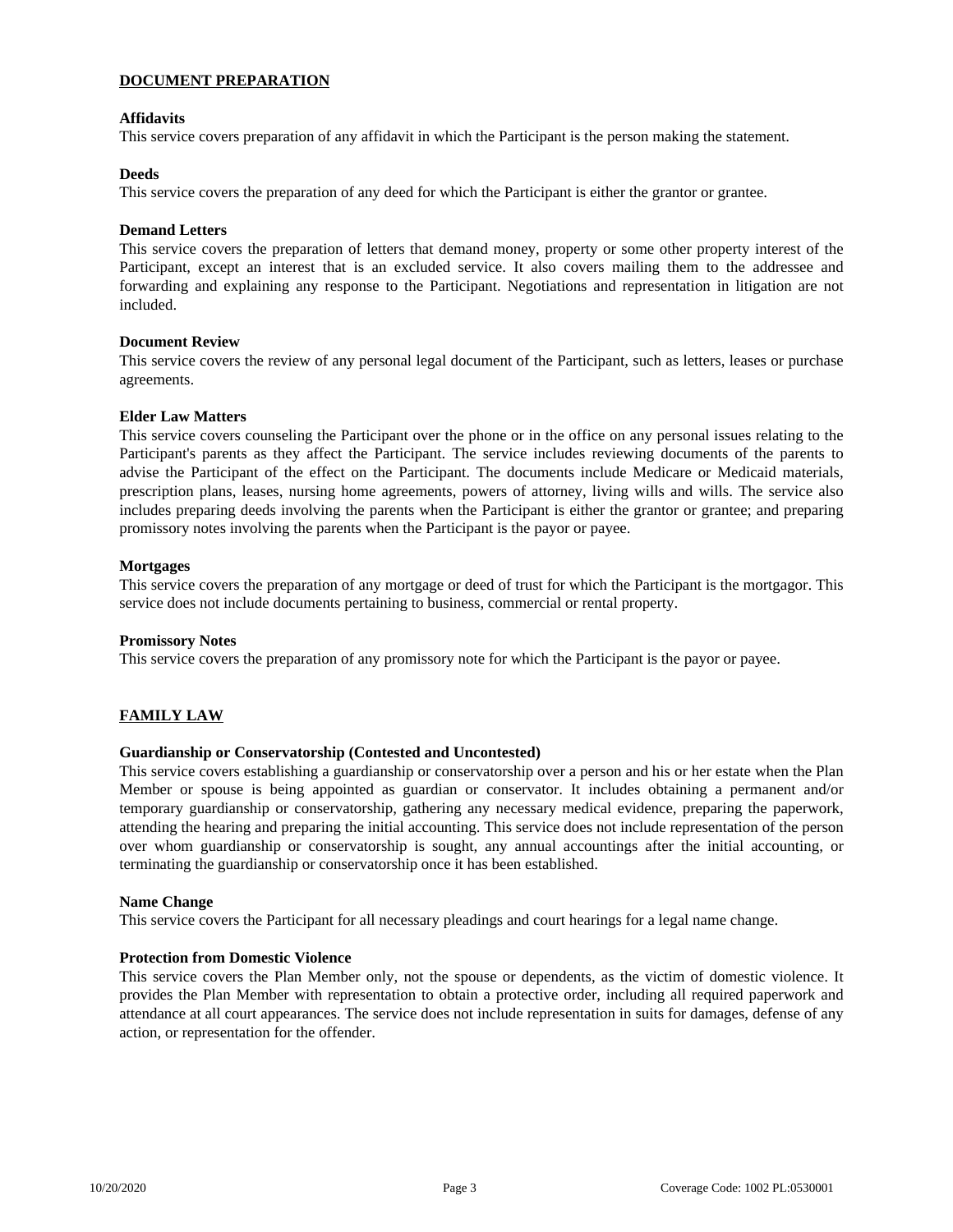## DOCUMENT PREPARATION

**Affidavits**
This service covers preparation of any affidavit in which the Participant is the person making the statement.

**Deeds**
This service covers the preparation of any deed for which the Participant is either the grantor or grantee.

**Demand Letters**
This service covers the preparation of letters that demand money, property or some other property interest of the Participant, except an interest that is an excluded service. It also covers mailing them to the addressee and forwarding and explaining any response to the Participant. Negotiations and representation in litigation are not included.

**Document Review**
This service covers the review of any personal legal document of the Participant, such as letters, leases or purchase agreements.

**Elder Law Matters**
This service covers counseling the Participant over the phone or in the office on any personal issues relating to the Participant's parents as they affect the Participant. The service includes reviewing documents of the parents to advise the Participant of the effect on the Participant. The documents include Medicare or Medicaid materials, prescription plans, leases, nursing home agreements, powers of attorney, living wills and wills. The service also includes preparing deeds involving the parents when the Participant is either the grantor or grantee; and preparing promissory notes involving the parents when the Participant is the payor or payee.

**Mortgages**
This service covers the preparation of any mortgage or deed of trust for which the Participant is the mortgagor. This service does not include documents pertaining to business, commercial or rental property.

**Promissory Notes**
This service covers the preparation of any promissory note for which the Participant is the payor or payee.

## FAMILY LAW

**Guardianship or Conservatorship (Contested and Uncontested)**
This service covers establishing a guardianship or conservatorship over a person and his or her estate when the Plan Member or spouse is being appointed as guardian or conservator. It includes obtaining a permanent and/or temporary guardianship or conservatorship, gathering any necessary medical evidence, preparing the paperwork, attending the hearing and preparing the initial accounting. This service does not include representation of the person over whom guardianship or conservatorship is sought, any annual accountings after the initial accounting, or terminating the guardianship or conservatorship once it has been established.

**Name Change**
This service covers the Participant for all necessary pleadings and court hearings for a legal name change.

**Protection from Domestic Violence**
This service covers the Plan Member only, not the spouse or dependents, as the victim of domestic violence. It provides the Plan Member with representation to obtain a protective order, including all required paperwork and attendance at all court appearances. The service does not include representation in suits for damages, defense of any action, or representation for the offender.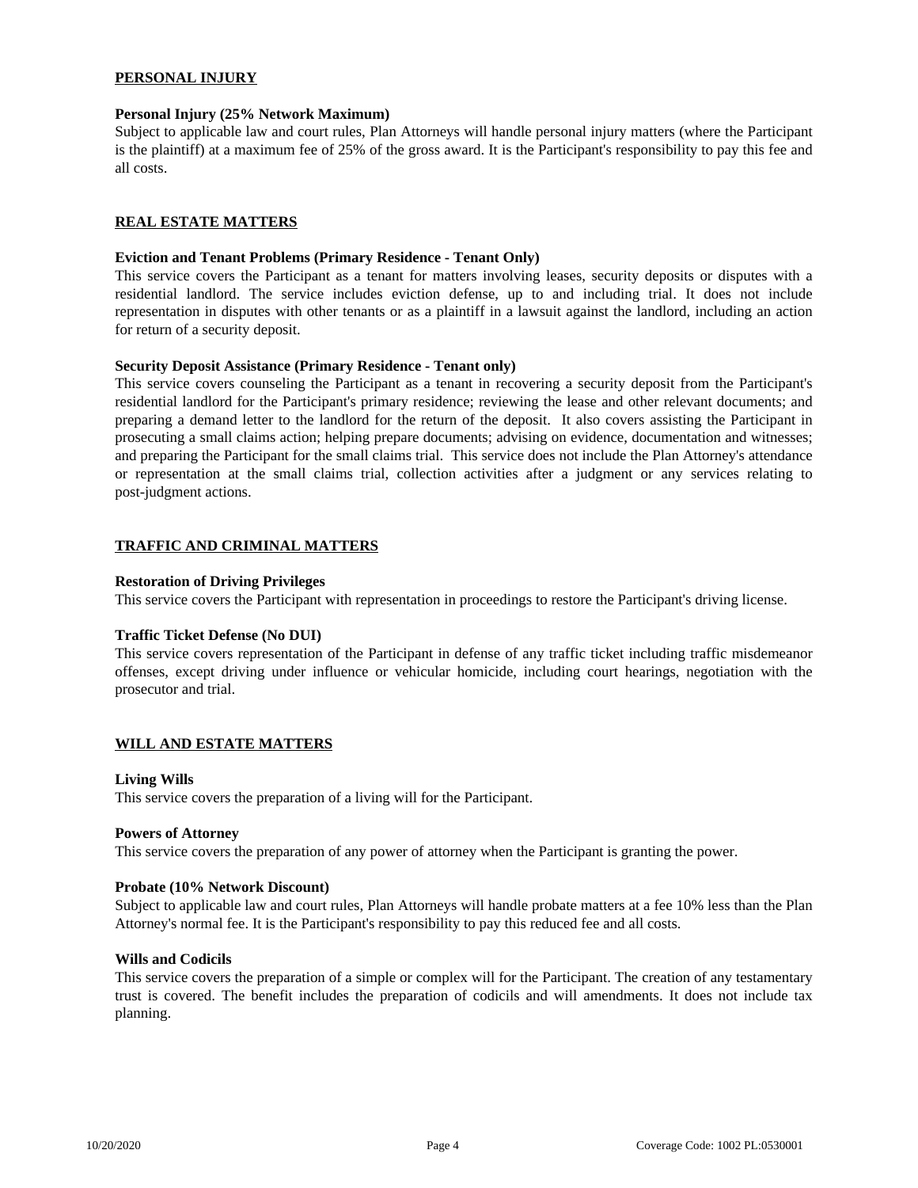## PERSONAL INJURY

### Personal Injury (25% Network Maximum)

Subject to applicable law and court rules, Plan Attorneys will handle personal injury matters (where the Participant is the plaintiff) at a maximum fee of 25% of the gross award. It is the Participant's responsibility to pay this fee and all costs.

## REAL ESTATE MATTERS

### Eviction and Tenant Problems (Primary Residence - Tenant Only)

This service covers the Participant as a tenant for matters involving leases, security deposits or disputes with a residential landlord. The service includes eviction defense, up to and including trial. It does not include representation in disputes with other tenants or as a plaintiff in a lawsuit against the landlord, including an action for return of a security deposit.

### Security Deposit Assistance (Primary Residence - Tenant only)

This service covers counseling the Participant as a tenant in recovering a security deposit from the Participant's residential landlord for the Participant's primary residence; reviewing the lease and other relevant documents; and preparing a demand letter to the landlord for the return of the deposit. It also covers assisting the Participant in prosecuting a small claims action; helping prepare documents; advising on evidence, documentation and witnesses; and preparing the Participant for the small claims trial. This service does not include the Plan Attorney's attendance or representation at the small claims trial, collection activities after a judgment or any services relating to post-judgment actions.

## TRAFFIC AND CRIMINAL MATTERS

### Restoration of Driving Privileges

This service covers the Participant with representation in proceedings to restore the Participant's driving license.

### Traffic Ticket Defense (No DUI)

This service covers representation of the Participant in defense of any traffic ticket including traffic misdemeanor offenses, except driving under influence or vehicular homicide, including court hearings, negotiation with the prosecutor and trial.

## WILL AND ESTATE MATTERS

### Living Wills

This service covers the preparation of a living will for the Participant.

### Powers of Attorney

This service covers the preparation of any power of attorney when the Participant is granting the power.

### Probate (10% Network Discount)

Subject to applicable law and court rules, Plan Attorneys will handle probate matters at a fee 10% less than the Plan Attorney's normal fee. It is the Participant's responsibility to pay this reduced fee and all costs.

### Wills and Codicils

This service covers the preparation of a simple or complex will for the Participant. The creation of any testamentary trust is covered. The benefit includes the preparation of codicils and will amendments. It does not include tax planning.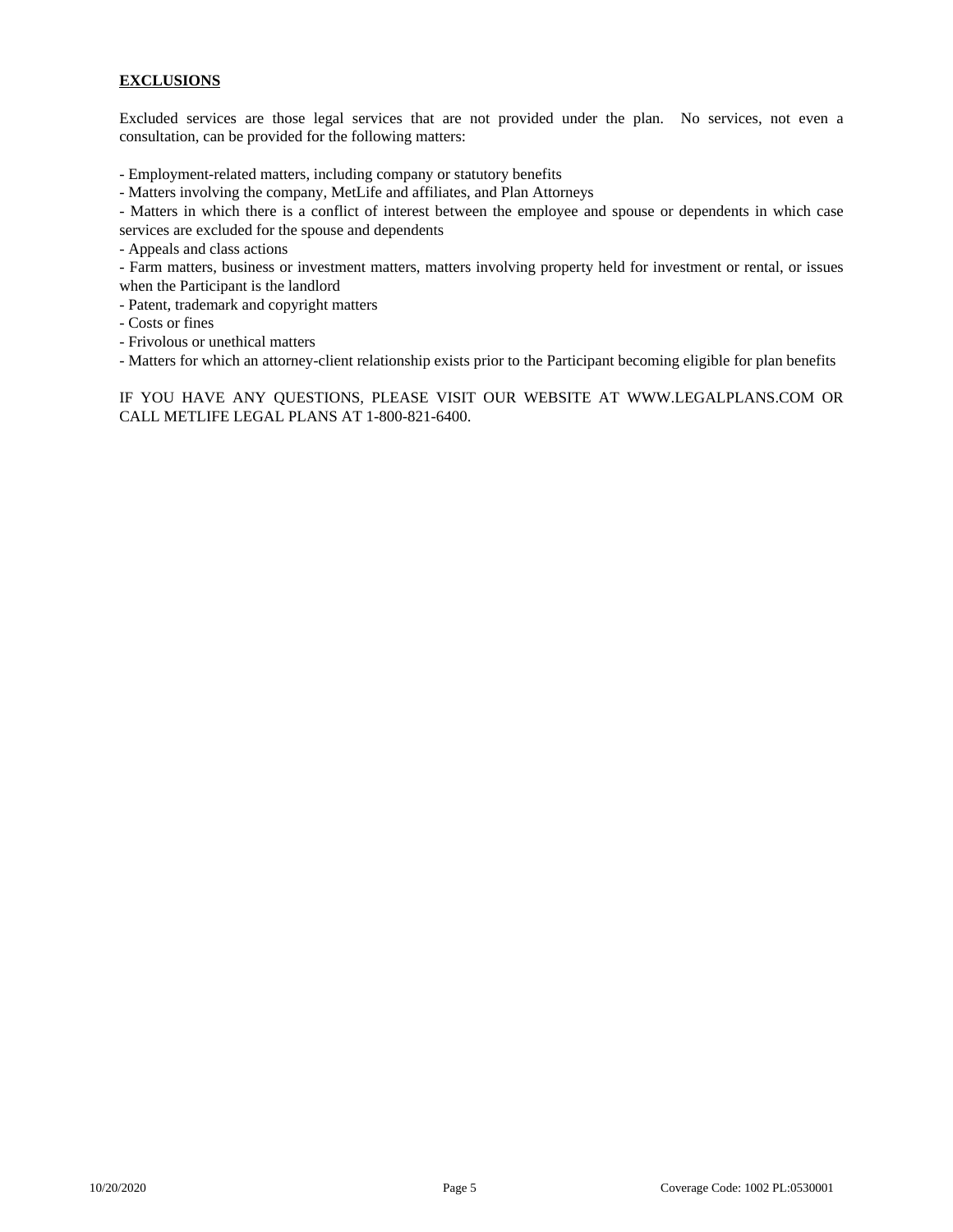## EXCLUSIONS

Excluded services are those legal services that are not provided under the plan. No services, not even a consultation, can be provided for the following matters:

- Employment-related matters, including company or statutory benefits
- Matters involving the company, MetLife and affiliates, and Plan Attorneys
- Matters in which there is a conflict of interest between the employee and spouse or dependents in which case services are excluded for the spouse and dependents
- Appeals and class actions
- Farm matters, business or investment matters, matters involving property held for investment or rental, or issues when the Participant is the landlord
- Patent, trademark and copyright matters
- Costs or fines
- Frivolous or unethical matters
- Matters for which an attorney-client relationship exists prior to the Participant becoming eligible for plan benefits

IF YOU HAVE ANY QUESTIONS, PLEASE VISIT OUR WEBSITE AT WWW.LEGALPLANS.COM OR CALL METLIFE LEGAL PLANS AT 1-800-821-6400.